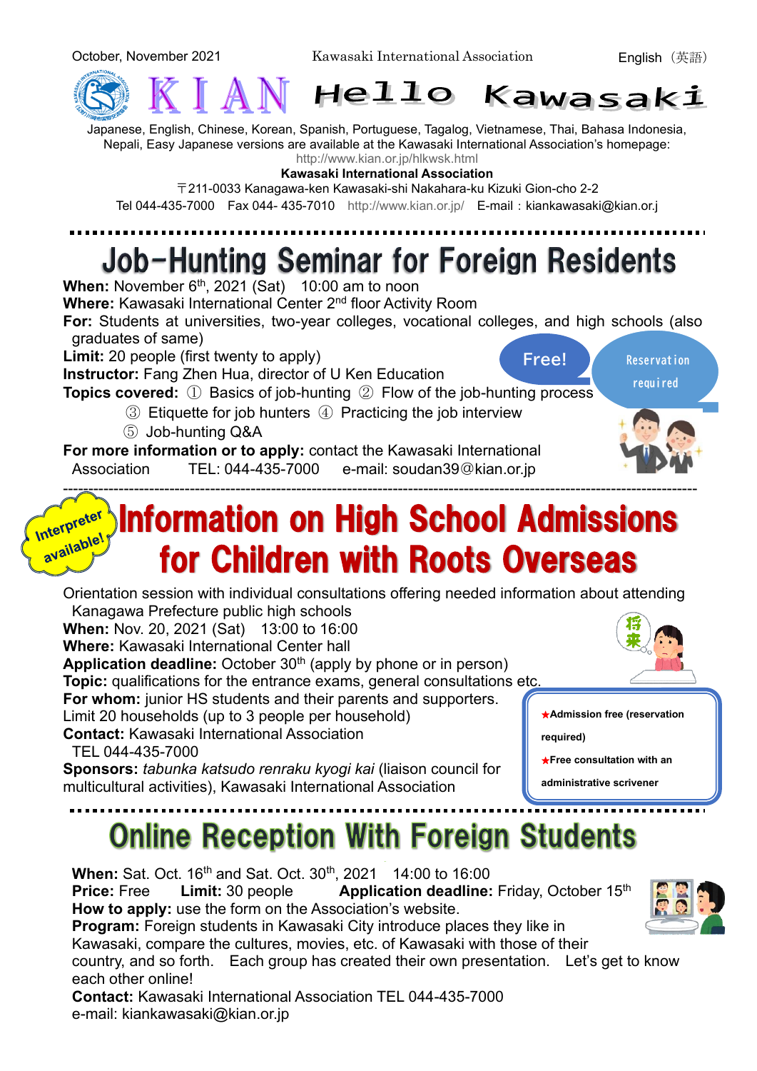October, November 2021 Kawasaki International Association English（英語）

# KIAN Hello Kawasaki

Japanese, English, Chinese, Korean, Spanish, Portuguese, Tagalog, Vietnamese, Thai, Bahasa Indonesia, Nepali, Easy Japanese versions are available at the Kawasaki International Association's homepage:
http://www.kian.or.jp/hlkwsk.html

**Kawasaki International Association**
〒211-0033 Kanagawa-ken Kawasaki-shi Nakahara-ku Kizuki Gion-cho 2-2
Tel 044-435-7000 Fax 044- 435-7010 http://www.kian.or.jp/ E-mail：kiankawasaki@kian.or.j

## Job-Hunting Seminar for Foreign Residents

**When:** November 6th, 2021 (Sat) 10:00 am to noon
**Where:** Kawasaki International Center 2nd floor Activity Room
**For:** Students at universities, two-year colleges, vocational colleges, and high schools (also graduates of same)
**Limit:** 20 people (first twenty to apply)
**Instructor:** Fang Zhen Hua, director of U Ken Education
**Topics covered:** ① Basics of job-hunting ② Flow of the job-hunting process
③ Etiquette for job hunters ④ Practicing the job interview
⑤ Job-hunting Q&A
**For more information or to apply:** contact the Kawasaki International Association TEL: 044-435-7000 e-mail: soudan39@kian.or.jp

Free! Reservation required

## Information on High School Admissions for Children with Roots Overseas

Interpreter available!

Orientation session with individual consultations offering needed information about attending Kanagawa Prefecture public high schools
**When:** Nov. 20, 2021 (Sat) 13:00 to 16:00
**Where:** Kawasaki International Center hall
**Application deadline:** October 30th (apply by phone or in person)
**Topic:** qualifications for the entrance exams, general consultations etc.
**For whom:** junior HS students and their parents and supporters.
Limit 20 households (up to 3 people per household)
**Contact:** Kawasaki International Association
TEL 044-435-7000
**Sponsors:** *tabunka katsudo renraku kyogi kai* (liaison council for multicultural activities), Kawasaki International Association

★**Admission free (reservation required)**
★**Free consultation with an administrative scrivener**

## Online Reception With Foreign Students

**When:** Sat. Oct. 16th and Sat. Oct. 30th, 2021 14:00 to 16:00
**Price:** Free **Limit:** 30 people **Application deadline:** Friday, October 15th
**How to apply:** use the form on the Association's website.
**Program:** Foreign students in Kawasaki City introduce places they like in Kawasaki, compare the cultures, movies, etc. of Kawasaki with those of their country, and so forth. Each group has created their own presentation. Let's get to know each other online!
**Contact:** Kawasaki International Association TEL 044-435-7000
e-mail: kiankawasaki@kian.or.jp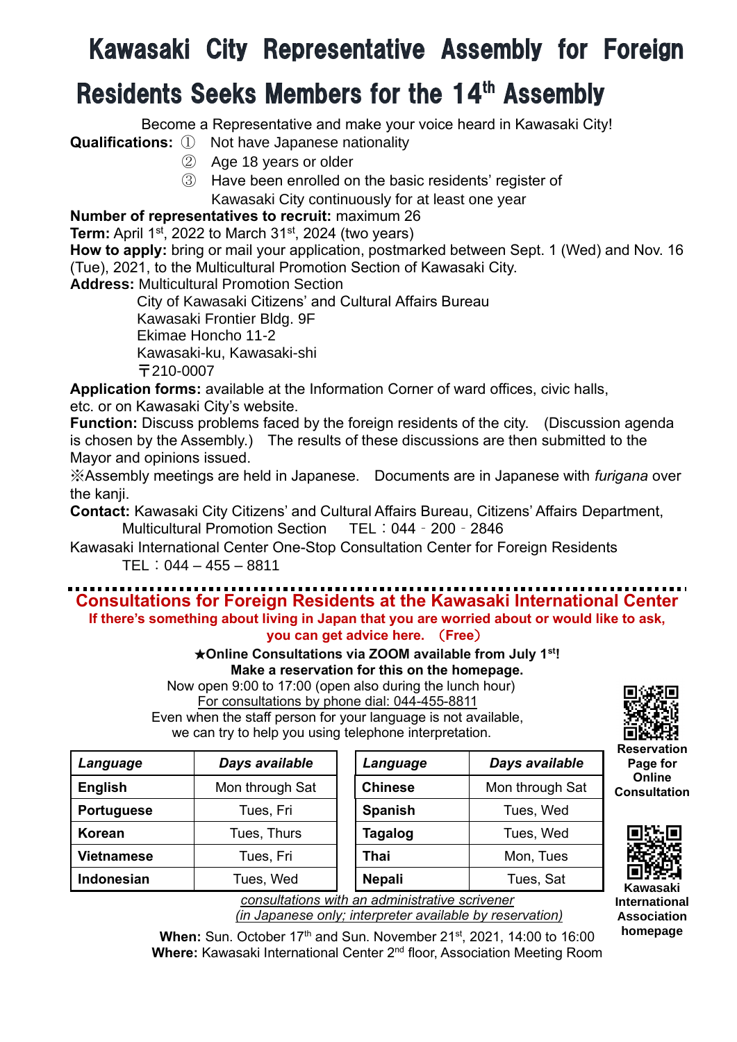# Kawasaki City Representative Assembly for Foreign Residents Seeks Members for the 14th Assembly

Become a Representative and make your voice heard in Kawasaki City!

**Qualifications:** ① Not have Japanese nationality
② Age 18 years or older
③ Have been enrolled on the basic residents' register of Kawasaki City continuously for at least one year

**Number of representatives to recruit:** maximum 26

**Term:** April 1st, 2022 to March 31st, 2024 (two years)

**How to apply:** bring or mail your application, postmarked between Sept. 1 (Wed) and Nov. 16 (Tue), 2021, to the Multicultural Promotion Section of Kawasaki City.

**Address:** Multicultural Promotion Section
City of Kawasaki Citizens' and Cultural Affairs Bureau
Kawasaki Frontier Bldg. 9F
Ekimae Honcho 11-2
Kawasaki-ku, Kawasaki-shi
〒210-0007

**Application forms:** available at the Information Corner of ward offices, civic halls, etc. or on Kawasaki City's website.

**Function:** Discuss problems faced by the foreign residents of the city. (Discussion agenda is chosen by the Assembly.) The results of these discussions are then submitted to the Mayor and opinions issued.

※Assembly meetings are held in Japanese. Documents are in Japanese with *furigana* over the kanji.

**Contact:** Kawasaki City Citizens' and Cultural Affairs Bureau, Citizens' Affairs Department, Multicultural Promotion Section TEL：044‐200‐2846

Kawasaki International Center One-Stop Consultation Center for Foreign Residents
TEL：044 – 455 – 8811

## Consultations for Foreign Residents at the Kawasaki International Center

**If there's something about living in Japan that you are worried about or would like to ask, you can get advice here. （Free）**

**★Online Consultations via ZOOM available from July 1st!**
**Make a reservation for this on the homepage.**

Now open 9:00 to 17:00 (open also during the lunch hour)
For consultations by phone dial: 044-455-8811
Even when the staff person for your language is not available, we can try to help you using telephone interpretation.

| *Language* | *Days available* |
|---|---|
| **English** | Mon through Sat |
| **Portuguese** | Tues, Fri |
| **Korean** | Tues, Thurs |
| **Vietnamese** | Tues, Fri |
| **Indonesian** | Tues, Wed |

| *Language* | *Days available* |
|---|---|
| **Chinese** | Mon through Sat |
| **Spanish** | Tues, Wed |
| **Tagalog** | Tues, Wed |
| **Thai** | Mon, Tues |
| **Nepali** | Tues, Sat |

**Reservation Page for Online Consultation**

**Kawasaki International Association homepage**

*consultations with an administrative scrivener*
*(in Japanese only; interpreter available by reservation)*

**When:** Sun. October 17th and Sun. November 21st, 2021, 14:00 to 16:00
**Where:** Kawasaki International Center 2nd floor, Association Meeting Room